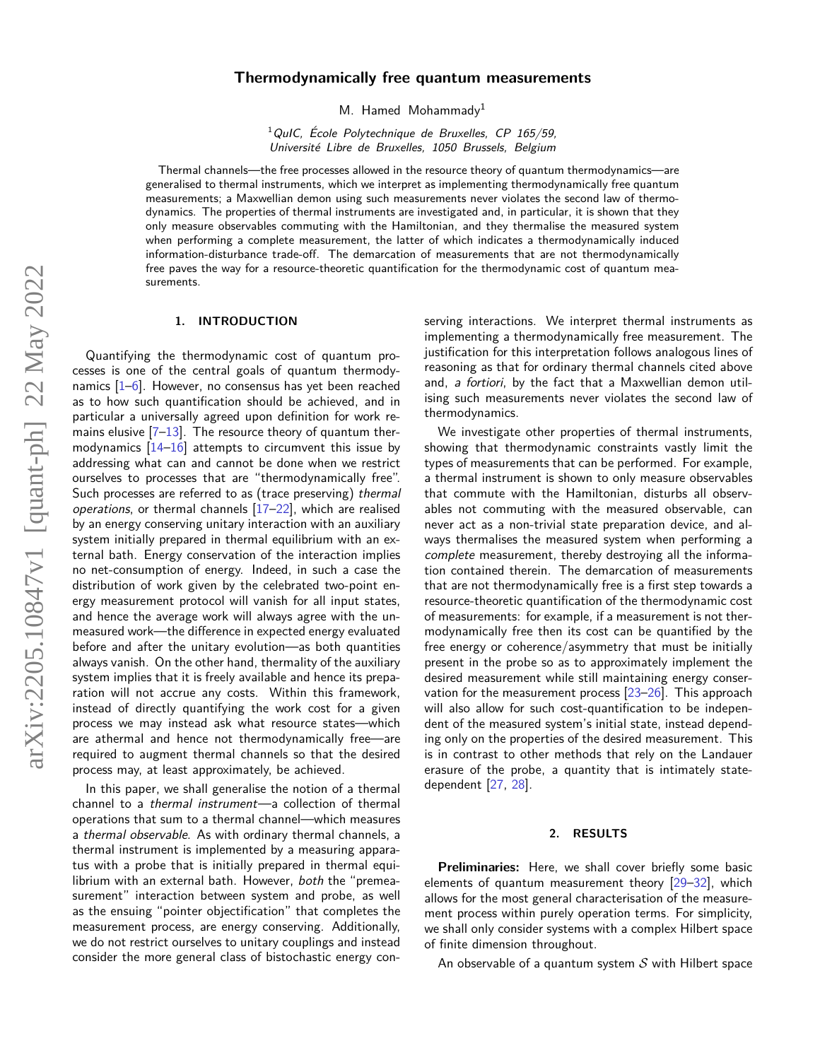# Thermodynamically free quantum measurements

M. Hamed Mohammady[1]

[1] *QuIC, École Polytechnique de Bruxelles, CP 165/59, Université Libre de Bruxelles, 1050 Brussels, Belgium*

Thermal channels—the free processes allowed in the resource theory of quantum thermodynamics—are generalised to thermal instruments, which we interpret as implementing thermodynamically free quantum measurements; a Maxwellian demon using such measurements never violates the second law of thermodynamics. The properties of thermal instruments are investigated and, in particular, it is shown that they only measure observables commuting with the Hamiltonian, and they thermalise the measured system when performing a complete measurement, the latter of which indicates a thermodynamically induced information-disturbance trade-off. The demarcation of measurements that are not thermodynamically free paves the way for a resource-theoretic quantification for the thermodynamic cost of quantum measurements.

## 1. INTRODUCTION

Quantifying the thermodynamic cost of quantum processes is one of the central goals of quantum thermodynamics [1–6]. However, no consensus has yet been reached as to how such quantification should be achieved, and in particular a universally agreed upon definition for work remains elusive [7–13]. The resource theory of quantum thermodynamics [14–16] attempts to circumvent this issue by addressing what can and cannot be done when we restrict ourselves to processes that are "thermodynamically free". Such processes are referred to as (trace preserving) *thermal operations*, or thermal channels [17–22], which are realised by an energy conserving unitary interaction with an auxiliary system initially prepared in thermal equilibrium with an external bath. Energy conservation of the interaction implies no net-consumption of energy. Indeed, in such a case the distribution of work given by the celebrated two-point energy measurement protocol will vanish for all input states, and hence the average work will always agree with the unmeasured work—the difference in expected energy evaluated before and after the unitary evolution—as both quantities always vanish. On the other hand, thermality of the auxiliary system implies that it is freely available and hence its preparation will not accrue any costs. Within this framework, instead of directly quantifying the work cost for a given process we may instead ask what resource states—which are athermal and hence not thermodynamically free—are required to augment thermal channels so that the desired process may, at least approximately, be achieved.

In this paper, we shall generalise the notion of a thermal channel to a *thermal instrument*—a collection of thermal operations that sum to a thermal channel—which measures a *thermal observable*. As with ordinary thermal channels, a thermal instrument is implemented by a measuring apparatus with a probe that is initially prepared in thermal equilibrium with an external bath. However, *both* the "premeasurement" interaction between system and probe, as well as the ensuing "pointer objectification" that completes the measurement process, are energy conserving. Additionally, we do not restrict ourselves to unitary couplings and instead consider the more general class of bistochastic energy conserving interactions. We interpret thermal instruments as implementing a thermodynamically free measurement. The justification for this interpretation follows analogous lines of reasoning as that for ordinary thermal channels cited above and, *a fortiori*, by the fact that a Maxwellian demon utilising such measurements never violates the second law of thermodynamics.

We investigate other properties of thermal instruments, showing that thermodynamic constraints vastly limit the types of measurements that can be performed. For example, a thermal instrument is shown to only measure observables that commute with the Hamiltonian, disturbs all observables not commuting with the measured observable, can never act as a non-trivial state preparation device, and always thermalises the measured system when performing a *complete* measurement, thereby destroying all the information contained therein. The demarcation of measurements that are not thermodynamically free is a first step towards a resource-theoretic quantification of the thermodynamic cost of measurements: for example, if a measurement is not thermodynamically free then its cost can be quantified by the free energy or coherence/asymmetry that must be initially present in the probe so as to approximately implement the desired measurement while still maintaining energy conservation for the measurement process [23–26]. This approach will also allow for such cost-quantification to be independent of the measured system's initial state, instead depending only on the properties of the desired measurement. This is in contrast to other methods that rely on the Landauer erasure of the probe, a quantity that is intimately state-dependent [27, 28].

## 2. RESULTS

**Preliminaries:** Here, we shall cover briefly some basic elements of quantum measurement theory [29–32], which allows for the most general characterisation of the measurement process within purely operation terms. For simplicity, we shall only consider systems with a complex Hilbert space of finite dimension throughout.

An observable of a quantum system $\mathcal{S}$ with Hilbert space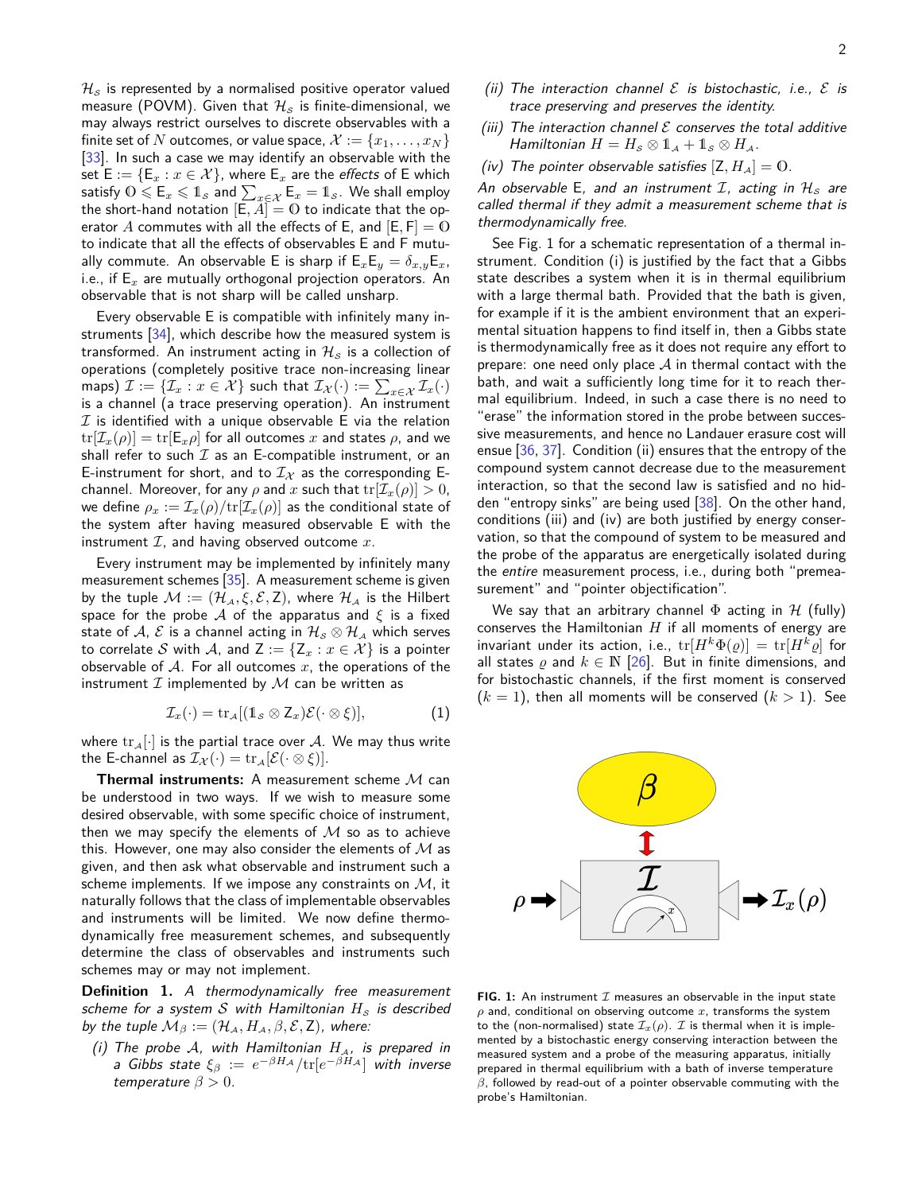$\mathcal{H}_\mathcal{S}$ is represented by a normalised positive operator valued measure (POVM). Given that $\mathcal{H}_\mathcal{S}$ is finite-dimensional, we may always restrict ourselves to discrete observables with a finite set of $N$ outcomes, or value space, $\mathcal{X} := \{x_1, \dots, x_N\}$ [33]. In such a case we may identify an observable with the set $\mathsf{E} := \{\mathsf{E}_x : x \in \mathcal{X}\}$, where $\mathsf{E}_x$ are the *effects* of $\mathsf{E}$ which satisfy $\mathbb{O} \leqslant \mathsf{E}_x \leqslant \mathbb{1}_\mathcal{S}$ and $\sum_{x\in\mathcal{X}} \mathsf{E}_x = \mathbb{1}_\mathcal{S}$. We shall employ the short-hand notation $[\mathsf{E}, A] = \mathbb{O}$ to indicate that the operator $A$ commutes with all the effects of $\mathsf{E}$, and $[\mathsf{E}, \mathsf{F}] = \mathbb{O}$ to indicate that all the effects of observables $\mathsf{E}$ and $\mathsf{F}$ mutually commute. An observable $\mathsf{E}$ is sharp if $\mathsf{E}_x\mathsf{E}_y = \delta_{x,y}\mathsf{E}_x$, i.e., if $\mathsf{E}_x$ are mutually orthogonal projection operators. An observable that is not sharp will be called unsharp.

Every observable $\mathsf{E}$ is compatible with infinitely many instruments [34], which describe how the measured system is transformed. An instrument acting in $\mathcal{H}_\mathcal{S}$ is a collection of operations (completely positive trace non-increasing linear maps) $\mathcal{I} := \{\mathcal{I}_x : x \in \mathcal{X}\}$ such that $\mathcal{I}_\mathcal{X}(\cdot) := \sum_{x\in\mathcal{X}} \mathcal{I}_x(\cdot)$ is a channel (a trace preserving operation). An instrument $\mathcal{I}$ is identified with a unique observable $\mathsf{E}$ via the relation $\mathrm{tr}[\mathcal{I}_x(\rho)] = \mathrm{tr}[\mathsf{E}_x\rho]$ for all outcomes $x$ and states $\rho$, and we shall refer to such $\mathcal{I}$ as an $\mathsf{E}$-compatible instrument, or an $\mathsf{E}$-instrument for short, and to $\mathcal{I}_\mathcal{X}$ as the corresponding $\mathsf{E}$-channel. Moreover, for any $\rho$ and $x$ such that $\mathrm{tr}[\mathcal{I}_x(\rho)] > 0$, we define $\rho_x := \mathcal{I}_x(\rho)/\mathrm{tr}[\mathcal{I}_x(\rho)]$ as the conditional state of the system after having measured observable $\mathsf{E}$ with the instrument $\mathcal{I}$, and having observed outcome $x$.

Every instrument may be implemented by infinitely many measurement schemes [35]. A measurement scheme is given by the tuple $\mathcal{M} := (\mathcal{H}_\mathcal{A}, \xi, \mathcal{E}, \mathsf{Z})$, where $\mathcal{H}_\mathcal{A}$ is the Hilbert space for the probe $\mathcal{A}$ of the apparatus and $\xi$ is a fixed state of $\mathcal{A}$, $\mathcal{E}$ is a channel acting in $\mathcal{H}_\mathcal{S} \otimes \mathcal{H}_\mathcal{A}$ which serves to correlate $\mathcal{S}$ with $\mathcal{A}$, and $\mathsf{Z} := \{\mathsf{Z}_x : x \in \mathcal{X}\}$ is a pointer observable of $\mathcal{A}$. For all outcomes $x$, the operations of the instrument $\mathcal{I}$ implemented by $\mathcal{M}$ can be written as

$$\mathcal{I}_x(\cdot) = \mathrm{tr}_\mathcal{A}[(\mathbb{1}_\mathcal{S} \otimes \mathsf{Z}_x)\mathcal{E}(\cdot \otimes \xi)], \tag{1}$$

where $\mathrm{tr}_\mathcal{A}[\cdot]$ is the partial trace over $\mathcal{A}$. We may thus write the $\mathsf{E}$-channel as $\mathcal{I}_\mathcal{X}(\cdot) = \mathrm{tr}_\mathcal{A}[\mathcal{E}(\cdot \otimes \xi)]$.

**Thermal instruments:** A measurement scheme $\mathcal{M}$ can be understood in two ways. If we wish to measure some desired observable, with some specific choice of instrument, then we may specify the elements of $\mathcal{M}$ so as to achieve this. However, one may also consider the elements of $\mathcal{M}$ as given, and then ask what observable and instrument such a scheme implements. If we impose any constraints on $\mathcal{M}$, it naturally follows that the class of implementable observables and instruments will be limited. We now define thermodynamically free measurement schemes, and subsequently determine the class of observables and instruments such schemes may or may not implement.

**Definition 1.** *A thermodynamically free measurement scheme for a system $\mathcal{S}$ with Hamiltonian $H_\mathcal{S}$ is described by the tuple $\mathcal{M}_\beta := (\mathcal{H}_\mathcal{A}, H_\mathcal{A}, \beta, \mathcal{E}, \mathsf{Z})$, where:*

*(i) The probe $\mathcal{A}$, with Hamiltonian $H_\mathcal{A}$, is prepared in a Gibbs state $\xi_\beta := e^{-\beta H_\mathcal{A}}/\mathrm{tr}[e^{-\beta H_\mathcal{A}}]$ with inverse temperature $\beta > 0$.*

*(ii) The interaction channel $\mathcal{E}$ is bistochastic, i.e., $\mathcal{E}$ is trace preserving and preserves the identity.*

*(iii) The interaction channel $\mathcal{E}$ conserves the total additive Hamiltonian $H = H_\mathcal{S} \otimes \mathbb{1}_\mathcal{A} + \mathbb{1}_\mathcal{S} \otimes H_\mathcal{A}$.*

*(iv) The pointer observable satisfies $[\mathsf{Z}, H_\mathcal{A}] = \mathbb{O}$.*

*An observable $\mathsf{E}$, and an instrument $\mathcal{I}$, acting in $\mathcal{H}_\mathcal{S}$ are called thermal if they admit a measurement scheme that is thermodynamically free.*

See Fig. 1 for a schematic representation of a thermal instrument. Condition (i) is justified by the fact that a Gibbs state describes a system when it is in thermal equilibrium with a large thermal bath. Provided that the bath is given, for example if it is the ambient environment that an experimental situation happens to find itself in, then a Gibbs state is thermodynamically free as it does not require any effort to prepare: one need only place $\mathcal{A}$ in thermal contact with the bath, and wait a sufficiently long time for it to reach thermal equilibrium. Indeed, in such a case there is no need to "erase" the information stored in the probe between successive measurements, and hence no Landauer erasure cost will ensue [36, 37]. Condition (ii) ensures that the entropy of the compound system cannot decrease due to the measurement interaction, so that the second law is satisfied and no hidden "entropy sinks" are being used [38]. On the other hand, conditions (iii) and (iv) are both justified by energy conservation, so that the compound of system to be measured and the probe of the apparatus are energetically isolated during the *entire* measurement process, i.e., during both "premeasurement" and "pointer objectification".

We say that an arbitrary channel $\Phi$ acting in $\mathcal{H}$ (fully) conserves the Hamiltonian $H$ if all moments of energy are invariant under its action, i.e., $\mathrm{tr}[H^k\Phi(\varrho)] = \mathrm{tr}[H^k\varrho]$ for all states $\varrho$ and $k \in \mathbb{N}$ [26]. But in finite dimensions, and for bistochastic channels, if the first moment is conserved ($k = 1$), then all moments will be conserved ($k > 1$). See

**FIG. 1:** An instrument $\mathcal{I}$ measures an observable in the input state $\rho$ and, conditional on observing outcome $x$, transforms the system to the (non-normalised) state $\mathcal{I}_x(\rho)$. $\mathcal{I}$ is thermal when it is implemented by a bistochastic energy conserving interaction between the measured system and a probe of the measuring apparatus, initially prepared in thermal equilibrium with a bath of inverse temperature $\beta$, followed by read-out of a pointer observable commuting with the probe's Hamiltonian.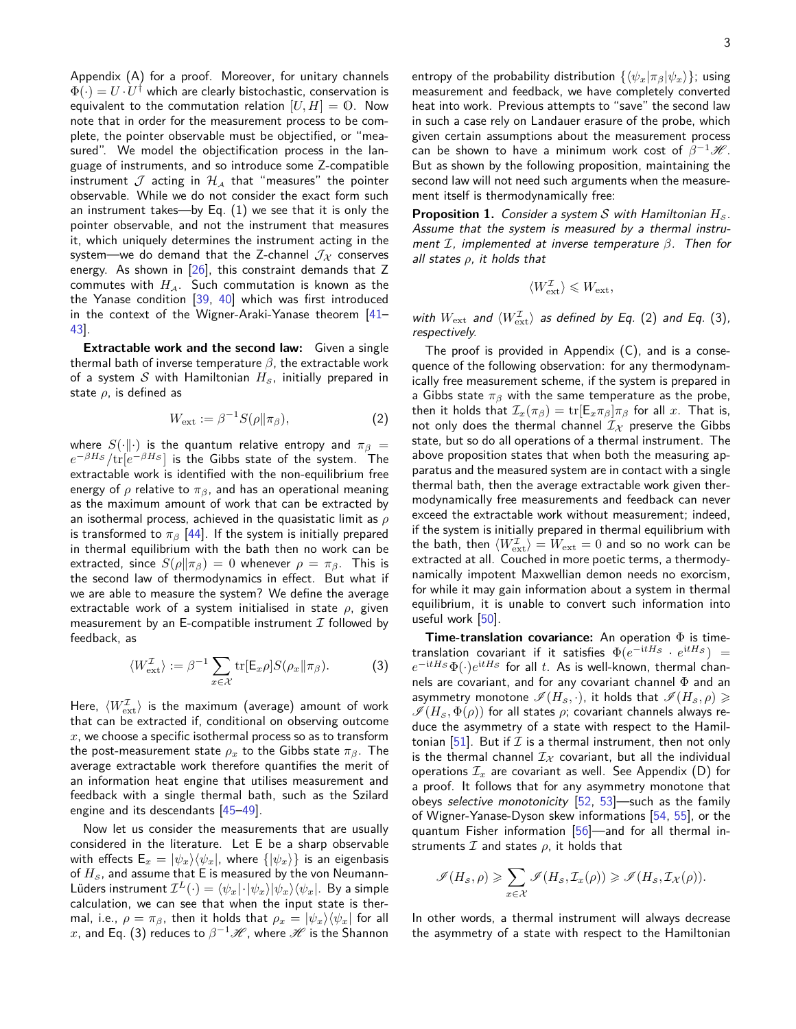Appendix (A) for a proof. Moreover, for unitary channels $\Phi(\cdot) = U \cdot U^\dagger$ which are clearly bistochastic, conservation is equivalent to the commutation relation $[U, H] = \mathbb{O}$. Now note that in order for the measurement process to be complete, the pointer observable must be objectified, or "measured". We model the objectification process in the language of instruments, and so introduce some Z-compatible instrument $\mathcal{J}$ acting in $\mathcal{H}_\mathcal{A}$ that "measures" the pointer observable. While we do not consider the exact form such an instrument takes—by Eq. (1) we see that it is only the pointer observable, and not the instrument that measures it, which uniquely determines the instrument acting in the system—we do demand that the Z-channel $\mathcal{J}_\mathcal{X}$ conserves energy. As shown in [26], this constraint demands that Z commutes with $H_\mathcal{A}$. Such commutation is known as the the Yanase condition [39, 40] which was first introduced in the context of the Wigner-Araki-Yanase theorem [41–43].

**Extractable work and the second law:** Given a single thermal bath of inverse temperature $\beta$, the extractable work of a system $\mathcal{S}$ with Hamiltonian $H_\mathcal{S}$, initially prepared in state $\rho$, is defined as

$$W_{\mathrm{ext}} := \beta^{-1} S(\rho \| \pi_\beta), \tag{2}$$

where $S(\cdot\|\cdot)$ is the quantum relative entropy and $\pi_\beta = e^{-\beta H_\mathcal{S}}/\mathrm{tr}[e^{-\beta H_\mathcal{S}}]$ is the Gibbs state of the system. The extractable work is identified with the non-equilibrium free energy of $\rho$ relative to $\pi_\beta$, and has an operational meaning as the maximum amount of work that can be extracted by an isothermal process, achieved in the quasistatic limit as $\rho$ is transformed to $\pi_\beta$ [44]. If the system is initially prepared in thermal equilibrium with the bath then no work can be extracted, since $S(\rho\|\pi_\beta) = 0$ whenever $\rho = \pi_\beta$. This is the second law of thermodynamics in effect. But what if we are able to measure the system? We define the average extractable work of a system initialised in state $\rho$, given measurement by an E-compatible instrument $\mathcal{I}$ followed by feedback, as

$$\langle W_{\mathrm{ext}}^{\mathcal{I}} \rangle := \beta^{-1} \sum_{x\in\mathcal{X}} \mathrm{tr}[\mathsf{E}_x \rho] S(\rho_x \| \pi_\beta). \tag{3}$$

Here, $\langle W_{\mathrm{ext}}^{\mathcal{I}} \rangle$ is the maximum (average) amount of work that can be extracted if, conditional on observing outcome $x$, we choose a specific isothermal process so as to transform the post-measurement state $\rho_x$ to the Gibbs state $\pi_\beta$. The average extractable work therefore quantifies the merit of an information heat engine that utilises measurement and feedback with a single thermal bath, such as the Szilard engine and its descendants [45–49].

Now let us consider the measurements that are usually considered in the literature. Let E be a sharp observable with effects $\mathsf{E}_x = |\psi_x\rangle\langle\psi_x|$, where $\{|\psi_x\rangle\}$ is an eigenbasis of $H_\mathcal{S}$, and assume that E is measured by the von Neumann-Lüders instrument $\mathcal{I}^L_x(\cdot) = \langle\psi_x|\cdot|\psi_x\rangle|\psi_x\rangle\langle\psi_x|$. By a simple calculation, we can see that when the input state is thermal, i.e., $\rho = \pi_\beta$, then it holds that $\rho_x = |\psi_x\rangle\langle\psi_x|$ for all $x$, and Eq. (3) reduces to $\beta^{-1}\mathscr{H}$, where $\mathscr{H}$ is the Shannon entropy of the probability distribution $\{\langle\psi_x|\pi_\beta|\psi_x\rangle\}$; using measurement and feedback, we have completely converted heat into work. Previous attempts to "save" the second law in such a case rely on Landauer erasure of the probe, which given certain assumptions about the measurement process can be shown to have a minimum work cost of $\beta^{-1}\mathscr{H}$. But as shown by the following proposition, maintaining the second law will not need such arguments when the measurement itself is thermodynamically free:

**Proposition 1.** *Consider a system $\mathcal{S}$ with Hamiltonian $H_\mathcal{S}$. Assume that the system is measured by a thermal instrument $\mathcal{I}$, implemented at inverse temperature $\beta$. Then for all states $\rho$, it holds that*

$$\langle W_{\mathrm{ext}}^{\mathcal{I}} \rangle \leqslant W_{\mathrm{ext}},$$

*with $W_{\mathrm{ext}}$ and $\langle W_{\mathrm{ext}}^{\mathcal{I}} \rangle$ as defined by Eq. (2) and Eq. (3), respectively.*

The proof is provided in Appendix (C), and is a consequence of the following observation: for any thermodynamically free measurement scheme, if the system is prepared in a Gibbs state $\pi_\beta$ with the same temperature as the probe, then it holds that $\mathcal{I}_x(\pi_\beta) = \mathrm{tr}[\mathsf{E}_x\pi_\beta]\pi_\beta$ for all $x$. That is, not only does the thermal channel $\mathcal{I}_\mathcal{X}$ preserve the Gibbs state, but so do all operations of a thermal instrument. The above proposition states that when both the measuring apparatus and the measured system are in contact with a single thermal bath, then the average extractable work given thermodynamically free measurements and feedback can never exceed the extractable work without measurement; indeed, if the system is initially prepared in thermal equilibrium with the bath, then $\langle W_{\mathrm{ext}}^{\mathcal{I}} \rangle = W_{\mathrm{ext}} = 0$ and so no work can be extracted at all. Couched in more poetic terms, a thermodynamically impotent Maxwellian demon needs no exorcism, for while it may gain information about a system in thermal equilibrium, it is unable to convert such information into useful work [50].

**Time-translation covariance:** An operation $\Phi$ is time-translation covariant if it satisfies $\Phi(e^{-\mathrm{i}tH_\mathcal{S}} \cdot e^{\mathrm{i}tH_\mathcal{S}}) = e^{-\mathrm{i}tH_\mathcal{S}}\Phi(\cdot)e^{\mathrm{i}tH_\mathcal{S}}$ for all $t$. As is well-known, thermal channels are covariant, and for any covariant channel $\Phi$ and an asymmetry monotone $\mathscr{I}(H_\mathcal{S}, \cdot)$, it holds that $\mathscr{I}(H_\mathcal{S}, \rho) \geqslant \mathscr{I}(H_\mathcal{S}, \Phi(\rho))$ for all states $\rho$; covariant channels always reduce the asymmetry of a state with respect to the Hamiltonian [51]. But if $\mathcal{I}$ is a thermal instrument, then not only is the thermal channel $\mathcal{I}_\mathcal{X}$ covariant, but all the individual operations $\mathcal{I}_x$ are covariant as well. See Appendix (D) for a proof. It follows that for any asymmetry monotone that obeys *selective monotonicity* [52, 53]—such as the family of Wigner-Yanase-Dyson skew informations [54, 55], or the quantum Fisher information [56]—and for all thermal instruments $\mathcal{I}$ and states $\rho$, it holds that

$$\mathscr{I}(H_\mathcal{S}, \rho) \geqslant \sum_{x\in\mathcal{X}} \mathscr{I}(H_\mathcal{S}, \mathcal{I}_x(\rho)) \geqslant \mathscr{I}(H_\mathcal{S}, \mathcal{I}_\mathcal{X}(\rho)).$$

In other words, a thermal instrument will always decrease the asymmetry of a state with respect to the Hamiltonian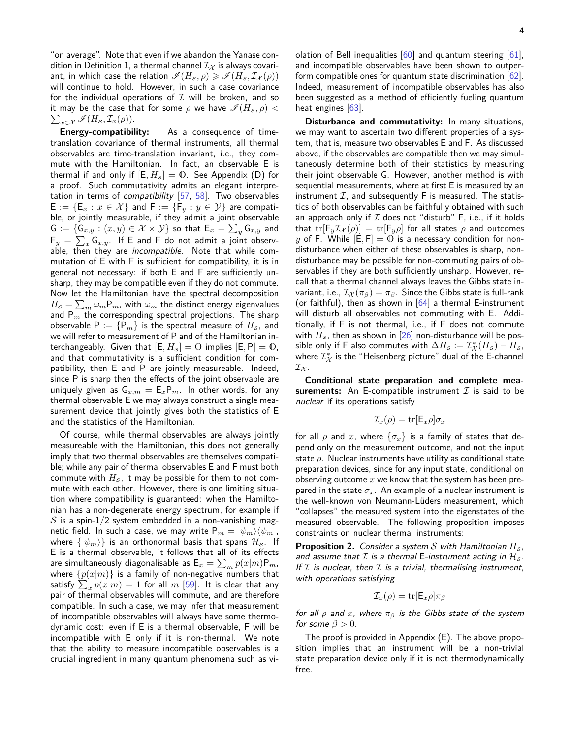"on average". Note that even if we abandon the Yanase condition in Definition 1, a thermal channel $\mathcal{I}_\mathcal{X}$ is always covariant, in which case the relation $\mathscr{I}(H_s, \rho) \geqslant \mathscr{I}(H_s, \mathcal{I}_\mathcal{X}(\rho))$ will continue to hold. However, in such a case covariance for the individual operations of $\mathcal{I}$ will be broken, and so it may be the case that for some $\rho$ we have $\mathscr{I}(H_s, \rho) < \sum_{x\in\mathcal{X}} \mathscr{I}(H_s, \mathcal{I}_x(\rho))$.

**Energy-compatibility:** As a consequence of time-translation covariance of thermal instruments, all thermal observables are time-translation invariant, i.e., they commute with the Hamiltonian. In fact, an observable $\mathsf{E}$ is thermal if and only if $[\mathsf{E}, H_s] = \mathbb{O}$. See Appendix (D) for a proof. Such commutativity admits an elegant interpretation in terms of *compatibility* [57, 58]. Two observables $\mathsf{E} := \{\mathsf{E}_x : x \in \mathcal{X}\}$ and $\mathsf{F} := \{\mathsf{F}_y : y \in \mathcal{Y}\}$ are compatible, or jointly measurable, if they admit a joint observable $\mathsf{G} := \{\mathsf{G}_{x,y} : (x, y) \in \mathcal{X} \times \mathcal{Y}\}$ so that $\mathsf{E}_x = \sum_y \mathsf{G}_{x,y}$ and $\mathsf{F}_y = \sum_x \mathsf{G}_{x,y}$. If $\mathsf{E}$ and $\mathsf{F}$ do not admit a joint observable, then they are *incompatible*. Note that while commutation of $\mathsf{E}$ with $\mathsf{F}$ is sufficient for compatibility, it is in general not necessary: if both $\mathsf{E}$ and $\mathsf{F}$ are sufficiently unsharp, they may be compatible even if they do not commute. Now let the Hamiltonian have the spectral decomposition $H_s = \sum_m \omega_m \mathsf{P}_m$, with $\omega_m$ the distinct energy eigenvalues and $\mathsf{P}_m$ the corresponding spectral projections. The sharp observable $\mathsf{P} := \{\mathsf{P}_m\}$ is the spectral measure of $H_s$, and we will refer to measurement of $\mathsf{P}$ and of the Hamiltonian interchangeably. Given that $[\mathsf{E}, H_s] = \mathbb{O}$ implies $[\mathsf{E}, \mathsf{P}] = \mathbb{O}$, and that commutativity is a sufficient condition for compatibility, then $\mathsf{E}$ and $\mathsf{P}$ are jointly measureable. Indeed, since $\mathsf{P}$ is sharp then the effects of the joint observable are uniquely given as $\mathsf{G}_{x,m} = \mathsf{E}_x \mathsf{P}_m$. In other words, for any thermal observable $\mathsf{E}$ we may always construct a single measurement device that jointly gives both the statistics of $\mathsf{E}$ and the statistics of the Hamiltonian.

Of course, while thermal observables are always jointly measureable with the Hamiltonian, this does not generally imply that two thermal observables are themselves compatible; while any pair of thermal observables $\mathsf{E}$ and $\mathsf{F}$ must both commute with $H_s$, it may be possible for them to not commute with each other. However, there is one limiting situation where compatibility is guaranteed: when the Hamiltonian has a non-degenerate energy spectrum, for example if $\mathcal{S}$ is a spin-$1/2$ system embedded in a non-vanishing magnetic field. In such a case, we may write $\mathsf{P}_m = |\psi_m\rangle\langle\psi_m|$, where $\{|\psi_m\rangle\}$ is an orthonormal basis that spans $\mathcal{H}_s$. If $\mathsf{E}$ is a thermal observable, it follows that all of its effects are simultaneously diagonalisable as $\mathsf{E}_x = \sum_m p(x|m)\mathsf{P}_m$, where $\{p(x|m)\}$ is a family of non-negative numbers that satisfy $\sum_x p(x|m) = 1$ for all $m$ [59]. It is clear that any pair of thermal observables will commute, and are therefore compatible. In such a case, we may infer that measurement of incompatible observables will always have some thermodynamic cost: even if $\mathsf{E}$ is a thermal observable, $\mathsf{F}$ will be incompatible with $\mathsf{E}$ only if it is non-thermal. We note that the ability to measure incompatible observables is a crucial ingredient in many quantum phenomena such as violation of Bell inequalities [60] and quantum steering [61], and incompatible observables have been shown to outperform compatible ones for quantum state discrimination [62]. Indeed, measurement of incompatible observables has also been suggested as a method of efficiently fueling quantum heat engines [63].

**Disturbance and commutativity:** In many situations, we may want to ascertain two different properties of a system, that is, measure two observables $\mathsf{E}$ and $\mathsf{F}$. As discussed above, if the observables are compatible then we may simultaneously determine both of their statistics by measuring their joint observable $\mathsf{G}$. However, another method is with sequential measurements, where at first $\mathsf{E}$ is measured by an instrument $\mathcal{I}$, and subsequently $\mathsf{F}$ is measured. The statistics of both observables can be faithfully obtained with such an approach only if $\mathcal{I}$ does not "disturb" $\mathsf{F}$, i.e., if it holds that $\mathrm{tr}[\mathsf{F}_y \mathcal{I}_\mathcal{X}(\rho)] = \mathrm{tr}[\mathsf{F}_y \rho]$ for all states $\rho$ and outcomes $y$ of $\mathsf{F}$. While $[\mathsf{E}, \mathsf{F}] = \mathbb{O}$ is a necessary condition for non-disturbance when either of these observables is sharp, non-disturbance may be possible for non-commuting pairs of observables if they are both sufficiently unsharp. However, recall that a thermal channel always leaves the Gibbs state invariant, i.e., $\mathcal{I}_\mathcal{X}(\pi_\beta) = \pi_\beta$. Since the Gibbs state is full-rank (or faithful), then as shown in [64] a thermal $\mathsf{E}$-instrument will disturb all observables not commuting with $\mathsf{E}$. Additionally, if $\mathsf{F}$ is not thermal, i.e., if $\mathsf{F}$ does not commute with $H_s$, then as shown in [26] non-disturbance will be possible only if $\mathsf{F}$ also commutes with $\Delta H_s := \mathcal{I}_\mathcal{X}^*(H_s) - H_s$, where $\mathcal{I}_\mathcal{X}^*$ is the "Heisenberg picture" dual of the $\mathsf{E}$-channel $\mathcal{I}_\mathcal{X}$.

**Conditional state preparation and complete measurements:** An $\mathsf{E}$-compatible instrument $\mathcal{I}$ is said to be *nuclear* if its operations satisfy

$$\mathcal{I}_x(\rho) = \mathrm{tr}[\mathsf{E}_x \rho]\sigma_x$$

for all $\rho$ and $x$, where $\{\sigma_x\}$ is a family of states that depend only on the measurement outcome, and not the input state $\rho$. Nuclear instruments have utility as conditional state preparation devices, since for any input state, conditional on observing outcome $x$ we know that the system has been prepared in the state $\sigma_x$. An example of a nuclear instrument is the well-known von Neumann-Lüders measurement, which "collapses" the measured system into the eigenstates of the measured observable. The following proposition imposes constraints on nuclear thermal instruments:

**Proposition 2.** *Consider a system $\mathcal{S}$ with Hamiltonian $H_s$, and assume that $\mathcal{I}$ is a thermal $\mathsf{E}$-instrument acting in $\mathcal{H}_s$. If $\mathcal{I}$ is nuclear, then $\mathcal{I}$ is a trivial, thermalising instrument, with operations satisfying*

$$\mathcal{I}_x(\rho) = \mathrm{tr}[\mathsf{E}_x \rho]\pi_\beta$$

*for all $\rho$ and $x$, where $\pi_\beta$ is the Gibbs state of the system for some $\beta > 0$.*

The proof is provided in Appendix (E). The above proposition implies that an instrument will be a non-trivial state preparation device only if it is not thermodynamically free.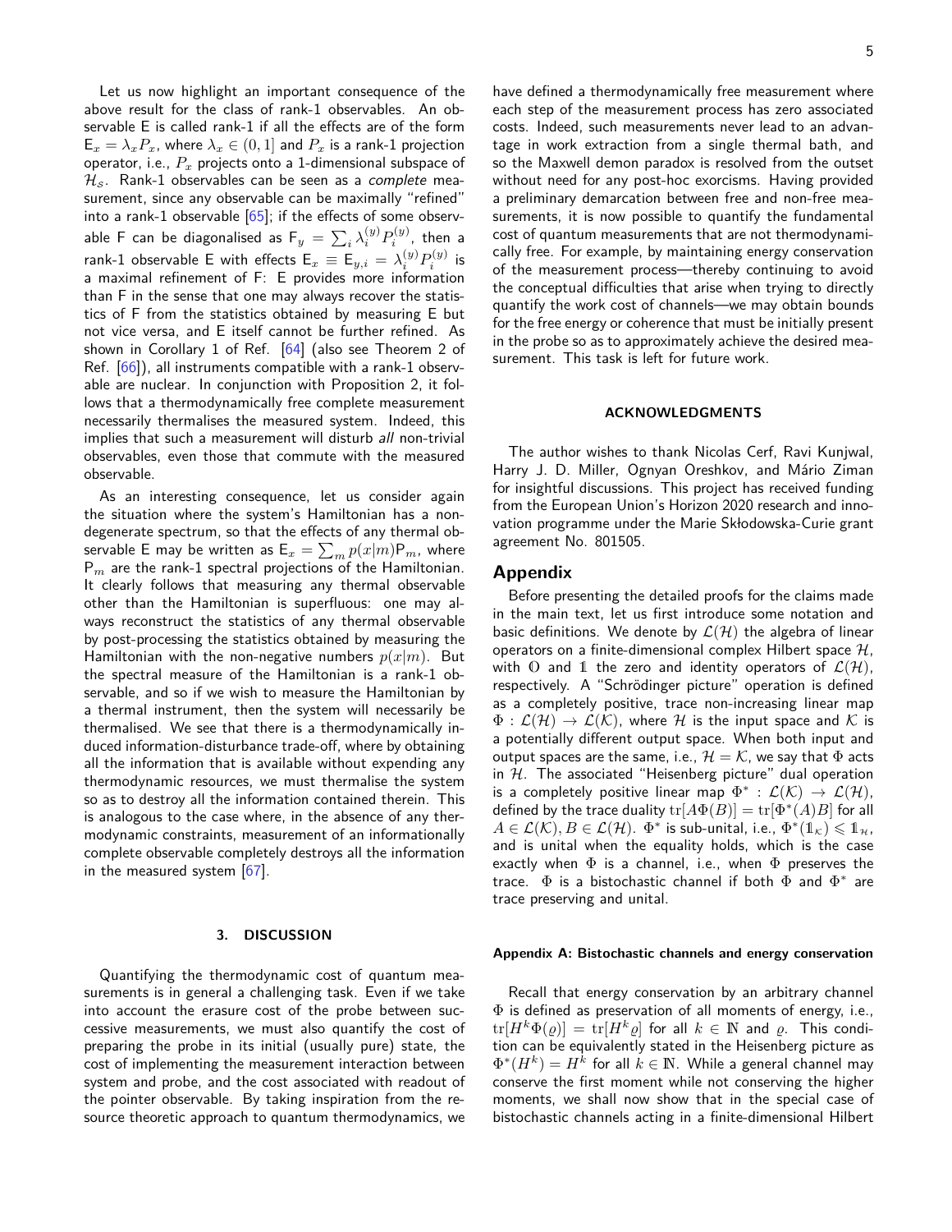Let us now highlight an important consequence of the above result for the class of rank-1 observables. An observable $\mathsf{E}$ is called rank-1 if all the effects are of the form $\mathsf{E}_x = \lambda_x P_x$, where $\lambda_x \in (0, 1]$ and $P_x$ is a rank-1 projection operator, i.e., $P_x$ projects onto a 1-dimensional subspace of $\mathcal{H}_{\mathcal{S}}$. Rank-1 observables can be seen as a *complete* measurement, since any observable can be maximally "refined" into a rank-1 observable [65]; if the effects of some observable $\mathsf{F}$ can be diagonalised as $\mathsf{F}_y = \sum_i \lambda_i^{(y)} P_i^{(y)}$, then a rank-1 observable $\mathsf{E}$ with effects $\mathsf{E}_x \equiv \mathsf{E}_{y,i} = \lambda_i^{(y)} P_i^{(y)}$ is a maximal refinement of $\mathsf{F}$: $\mathsf{E}$ provides more information than $\mathsf{F}$ in the sense that one may always recover the statistics of $\mathsf{F}$ from the statistics obtained by measuring $\mathsf{E}$ but not vice versa, and $\mathsf{E}$ itself cannot be further refined. As shown in Corollary 1 of Ref. [64] (also see Theorem 2 of Ref. [66]), all instruments compatible with a rank-1 observable are nuclear. In conjunction with Proposition 2, it follows that a thermodynamically free complete measurement necessarily thermalises the measured system. Indeed, this implies that such a measurement will disturb *all* non-trivial observables, even those that commute with the measured observable.

As an interesting consequence, let us consider again the situation where the system's Hamiltonian has a non-degenerate spectrum, so that the effects of any thermal observable $\mathsf{E}$ may be written as $\mathsf{E}_x = \sum_m p(x|m) \mathsf{P}_m$, where $\mathsf{P}_m$ are the rank-1 spectral projections of the Hamiltonian. It clearly follows that measuring any thermal observable other than the Hamiltonian is superfluous: one may always reconstruct the statistics of any thermal observable by post-processing the statistics obtained by measuring the Hamiltonian with the non-negative numbers $p(x|m)$. But the spectral measure of the Hamiltonian is a rank-1 observable, and so if we wish to measure the Hamiltonian by a thermal instrument, then the system will necessarily be thermalised. We see that there is a thermodynamically induced information-disturbance trade-off, where by obtaining all the information that is available without expending any thermodynamic resources, we must thermalise the system so as to destroy all the information contained therein. This is analogous to the case where, in the absence of any thermodynamic constraints, measurement of an informationally complete observable completely destroys all the information in the measured system [67].

## 3. DISCUSSION

Quantifying the thermodynamic cost of quantum measurements is in general a challenging task. Even if we take into account the erasure cost of the probe between successive measurements, we must also quantify the cost of preparing the probe in its initial (usually pure) state, the cost of implementing the measurement interaction between system and probe, and the cost associated with readout of the pointer observable. By taking inspiration from the resource theoretic approach to quantum thermodynamics, we have defined a thermodynamically free measurement where each step of the measurement process has zero associated costs. Indeed, such measurements never lead to an advantage in work extraction from a single thermal bath, and so the Maxwell demon paradox is resolved from the outset without need for any post-hoc exorcisms. Having provided a preliminary demarcation between free and non-free measurements, it is now possible to quantify the fundamental cost of quantum measurements that are not thermodynamically free. For example, by maintaining energy conservation of the measurement process—thereby continuing to avoid the conceptual difficulties that arise when trying to directly quantify the work cost of channels—we may obtain bounds for the free energy or coherence that must be initially present in the probe so as to approximately achieve the desired measurement. This task is left for future work.

## ACKNOWLEDGMENTS

The author wishes to thank Nicolas Cerf, Ravi Kunjwal, Harry J. D. Miller, Ognyan Oreshkov, and Mário Ziman for insightful discussions. This project has received funding from the European Union's Horizon 2020 research and innovation programme under the Marie Skłodowska-Curie grant agreement No. 801505.

## Appendix

Before presenting the detailed proofs for the claims made in the main text, let us first introduce some notation and basic definitions. We denote by $\mathcal{L}(\mathcal{H})$ the algebra of linear operators on a finite-dimensional complex Hilbert space $\mathcal{H}$, with $\mathbb{O}$ and $\mathbb{1}$ the zero and identity operators of $\mathcal{L}(\mathcal{H})$, respectively. A "Schrödinger picture" operation is defined as a completely positive, trace non-increasing linear map $\Phi : \mathcal{L}(\mathcal{H}) \to \mathcal{L}(\mathcal{K})$, where $\mathcal{H}$ is the input space and $\mathcal{K}$ is a potentially different output space. When both input and output spaces are the same, i.e., $\mathcal{H} = \mathcal{K}$, we say that $\Phi$ acts in $\mathcal{H}$. The associated "Heisenberg picture" dual operation is a completely positive linear map $\Phi^* : \mathcal{L}(\mathcal{K}) \to \mathcal{L}(\mathcal{H})$, defined by the trace duality $\mathrm{tr}[A\Phi(B)] = \mathrm{tr}[\Phi^*(A)B]$ for all $A \in \mathcal{L}(\mathcal{K}), B \in \mathcal{L}(\mathcal{H})$. $\Phi^*$ is sub-unital, i.e., $\Phi^*(\mathbb{1}_{\mathcal{K}}) \leqslant \mathbb{1}_{\mathcal{H}}$, and is unital when the equality holds, which is the case exactly when $\Phi$ is a channel, i.e., when $\Phi$ preserves the trace. $\Phi$ is a bistochastic channel if both $\Phi$ and $\Phi^*$ are trace preserving and unital.

### Appendix A: Bistochastic channels and energy conservation

Recall that energy conservation by an arbitrary channel $\Phi$ is defined as preservation of all moments of energy, i.e., $\mathrm{tr}[H^k \Phi(\varrho)] = \mathrm{tr}[H^k \varrho]$ for all $k \in \mathbb{N}$ and $\varrho$. This condition can be equivalently stated in the Heisenberg picture as $\Phi^*(H^k) = H^k$ for all $k \in \mathbb{N}$. While a general channel may conserve the first moment while not conserving the higher moments, we shall now show that in the special case of bistochastic channels acting in a finite-dimensional Hilbert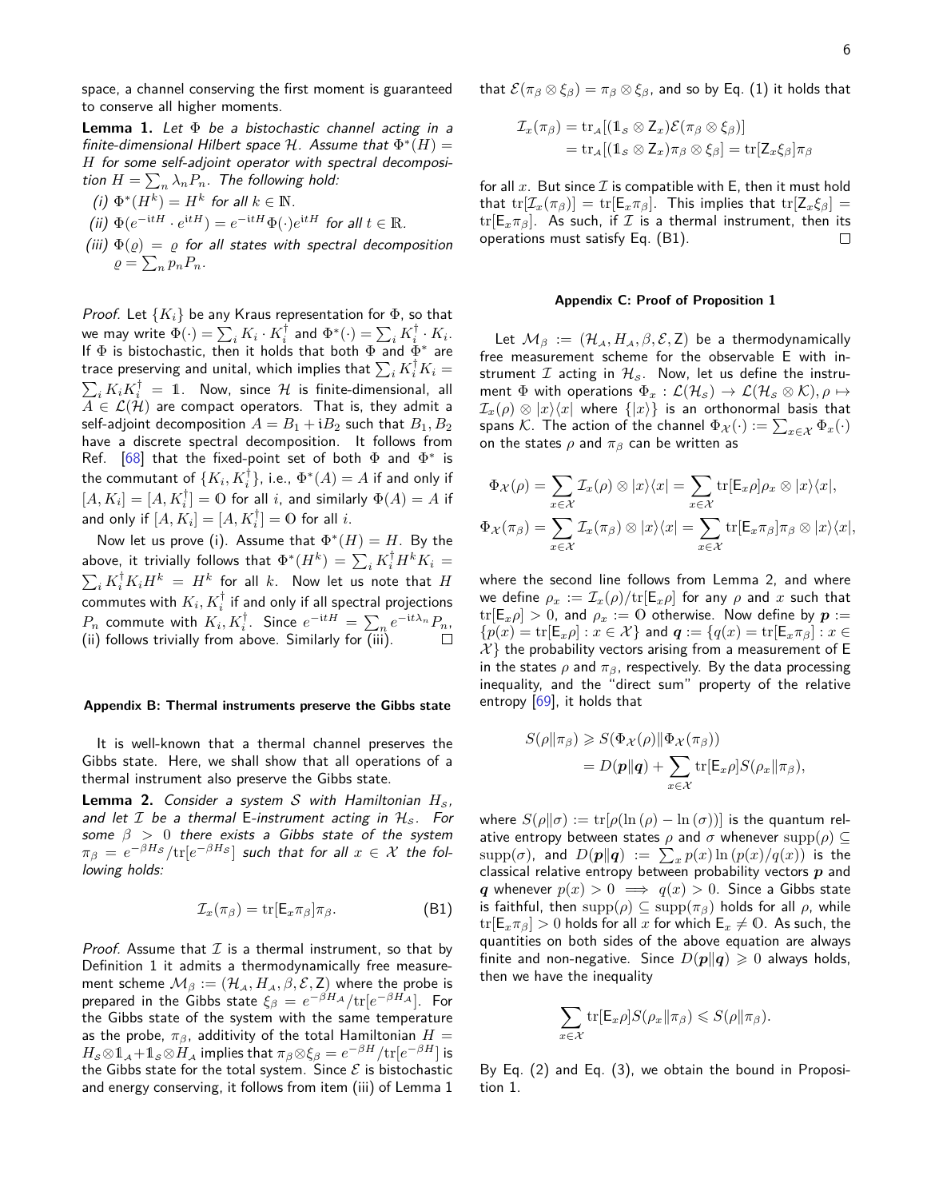space, a channel conserving the first moment is guaranteed to conserve all higher moments.

**Lemma 1.** *Let $\Phi$ be a bistochastic channel acting in a finite-dimensional Hilbert space $\mathcal{H}$. Assume that $\Phi^*(H) = H$ for some self-adjoint operator with spectral decomposition $H = \sum_n \lambda_n P_n$. The following hold:*

*(i) $\Phi^*(H^k) = H^k$ for all $k \in \mathbb{N}$.*

*(ii) $\Phi(e^{-\mathrm{i}tH} \cdot e^{\mathrm{i}tH}) = e^{-\mathrm{i}tH}\Phi(\cdot)e^{\mathrm{i}tH}$ for all $t \in \mathbb{R}$.*

*(iii) $\Phi(\varrho) = \varrho$ for all states with spectral decomposition $\varrho = \sum_n p_n P_n$.*

*Proof.* Let $\{K_i\}$ be any Kraus representation for $\Phi$, so that we may write $\Phi(\cdot) = \sum_i K_i \cdot K_i^\dagger$ and $\Phi^*(\cdot) = \sum_i K_i^\dagger \cdot K_i$. If $\Phi$ is bistochastic, then it holds that both $\Phi$ and $\Phi^*$ are trace preserving and unital, which implies that $\sum_i K_i^\dagger K_i = \sum_i K_i K_i^\dagger = \mathbb{1}$. Now, since $\mathcal{H}$ is finite-dimensional, all $A \in \mathcal{L}(\mathcal{H})$ are compact operators. That is, they admit a self-adjoint decomposition $A = B_1 + \mathrm{i}B_2$ such that $B_1, B_2$ have a discrete spectral decomposition. It follows from Ref. [68] that the fixed-point set of both $\Phi$ and $\Phi^*$ is the commutant of $\{K_i, K_i^\dagger\}$, i.e., $\Phi^*(A) = A$ if and only if $[A, K_i] = [A, K_i^\dagger] = \mathbb{O}$ for all $i$, and similarly $\Phi(A) = A$ if and only if $[A, K_i] = [A, K_i^\dagger] = \mathbb{O}$ for all $i$.

Now let us prove (i). Assume that $\Phi^*(H) = H$. By the above, it trivially follows that $\Phi^*(H^k) = \sum_i K_i^\dagger H^k K_i = \sum_i K_i^\dagger K_i H^k = H^k$ for all $k$. Now let us note that $H$ commutes with $K_i, K_i^\dagger$ if and only if all spectral projections $P_n$ commute with $K_i, K_i^\dagger$. Since $e^{-\mathrm{i}tH} = \sum_n e^{-\mathrm{i}t\lambda_n} P_n$, (ii) follows trivially from above. Similarly for (iii). $\square$

### Appendix B: Thermal instruments preserve the Gibbs state

It is well-known that a thermal channel preserves the Gibbs state. Here, we shall show that all operations of a thermal instrument also preserve the Gibbs state.

**Lemma 2.** *Consider a system $\mathcal{S}$ with Hamiltonian $H_\mathcal{S}$, and let $\mathcal{I}$ be a thermal $\mathsf{E}$-instrument acting in $\mathcal{H}_\mathcal{S}$. For some $\beta > 0$ there exists a Gibbs state of the system $\pi_\beta = e^{-\beta H_\mathcal{S}}/\mathrm{tr}[e^{-\beta H_\mathcal{S}}]$ such that for all $x \in \mathcal{X}$ the following holds:*

$$
\mathcal{I}_x(\pi_\beta) = \mathrm{tr}[\mathsf{E}_x \pi_\beta]\pi_\beta. \tag{B1}
$$

*Proof.* Assume that $\mathcal{I}$ is a thermal instrument, so that by Definition 1 it admits a thermodynamically free measurement scheme $\mathcal{M}_\beta := (\mathcal{H}_\mathcal{A}, H_\mathcal{A}, \beta, \mathcal{E}, \mathsf{Z})$ where the probe is prepared in the Gibbs state $\xi_\beta = e^{-\beta H_\mathcal{A}}/\mathrm{tr}[e^{-\beta H_\mathcal{A}}]$. For the Gibbs state of the system with the same temperature as the probe, $\pi_\beta$, additivity of the total Hamiltonian $H = H_\mathcal{S} \otimes \mathbb{1}_\mathcal{A} + \mathbb{1}_\mathcal{S} \otimes H_\mathcal{A}$ implies that $\pi_\beta \otimes \xi_\beta = e^{-\beta H}/\mathrm{tr}[e^{-\beta H}]$ is the Gibbs state for the total system. Since $\mathcal{E}$ is bistochastic and energy conserving, it follows from item (iii) of Lemma 1 that $\mathcal{E}(\pi_\beta \otimes \xi_\beta) = \pi_\beta \otimes \xi_\beta$, and so by Eq. (1) it holds that

$$
\begin{aligned}
\mathcal{I}_x(\pi_\beta) &= \mathrm{tr}_\mathcal{A}[(\mathbb{1}_\mathcal{S} \otimes \mathsf{Z}_x)\mathcal{E}(\pi_\beta \otimes \xi_\beta)] \\
&= \mathrm{tr}_\mathcal{A}[(\mathbb{1}_\mathcal{S} \otimes \mathsf{Z}_x)\pi_\beta \otimes \xi_\beta] = \mathrm{tr}[\mathsf{Z}_x \xi_\beta]\pi_\beta
\end{aligned}
$$

for all $x$. But since $\mathcal{I}$ is compatible with $\mathsf{E}$, then it must hold that $\mathrm{tr}[\mathcal{I}_x(\pi_\beta)] = \mathrm{tr}[\mathsf{E}_x \pi_\beta]$. This implies that $\mathrm{tr}[\mathsf{Z}_x \xi_\beta] = \mathrm{tr}[\mathsf{E}_x \pi_\beta]$. As such, if $\mathcal{I}$ is a thermal instrument, then its operations must satisfy Eq. (B1). $\square$

### Appendix C: Proof of Proposition 1

Let $\mathcal{M}_\beta := (\mathcal{H}_\mathcal{A}, H_\mathcal{A}, \beta, \mathcal{E}, \mathsf{Z})$ be a thermodynamically free measurement scheme for the observable $\mathsf{E}$ with instrument $\mathcal{I}$ acting in $\mathcal{H}_\mathcal{S}$. Now, let us define the instrument $\Phi$ with operations $\Phi_x : \mathcal{L}(\mathcal{H}_\mathcal{S}) \to \mathcal{L}(\mathcal{H}_\mathcal{S} \otimes \mathcal{K}), \rho \mapsto \mathcal{I}_x(\rho) \otimes |x\rangle\langle x|$ where $\{|x\rangle\}$ is an orthonormal basis that spans $\mathcal{K}$. The action of the channel $\Phi_\mathcal{X}(\cdot) := \sum_{x\in\mathcal{X}} \Phi_x(\cdot)$ on the states $\rho$ and $\pi_\beta$ can be written as

$$
\Phi_\mathcal{X}(\rho) = \sum_{x\in\mathcal{X}} \mathcal{I}_x(\rho) \otimes |x\rangle\langle x| = \sum_{x\in\mathcal{X}} \mathrm{tr}[\mathsf{E}_x\rho]\rho_x \otimes |x\rangle\langle x|,
$$

$$
\Phi_\mathcal{X}(\pi_\beta) = \sum_{x\in\mathcal{X}} \mathcal{I}_x(\pi_\beta) \otimes |x\rangle\langle x| = \sum_{x\in\mathcal{X}} \mathrm{tr}[\mathsf{E}_x\pi_\beta]\pi_\beta \otimes |x\rangle\langle x|,
$$

where the second line follows from Lemma 2, and where we define $\rho_x := \mathcal{I}_x(\rho)/\mathrm{tr}[\mathsf{E}_x\rho]$ for any $\rho$ and $x$ such that $\mathrm{tr}[\mathsf{E}_x\rho] > 0$, and $\rho_x := \mathbb{O}$ otherwise. Now define by $\boldsymbol{p} := \{p(x) = \mathrm{tr}[\mathsf{E}_x\rho] : x \in \mathcal{X}\}$ and $\boldsymbol{q} := \{q(x) = \mathrm{tr}[\mathsf{E}_x\pi_\beta] : x \in \mathcal{X}\}$ the probability vectors arising from a measurement of $\mathsf{E}$ in the states $\rho$ and $\pi_\beta$, respectively. By the data processing inequality, and the "direct sum" property of the relative entropy [69], it holds that

$$
\begin{aligned}
S(\rho\|\pi_\beta) &\geqslant S(\Phi_\mathcal{X}(\rho)\|\Phi_\mathcal{X}(\pi_\beta)) \\
&= D(\boldsymbol{p}\|\boldsymbol{q}) + \sum_{x\in\mathcal{X}} \mathrm{tr}[\mathsf{E}_x\rho] S(\rho_x\|\pi_\beta),
\end{aligned}
$$

where $S(\rho\|\sigma) := \mathrm{tr}[\rho(\ln(\rho) - \ln(\sigma))]$ is the quantum relative entropy between states $\rho$ and $\sigma$ whenever $\mathrm{supp}(\rho) \subseteq \mathrm{supp}(\sigma)$, and $D(\boldsymbol{p}\|\boldsymbol{q}) := \sum_x p(x)\ln(p(x)/q(x))$ is the classical relative entropy between probability vectors $\boldsymbol{p}$ and $\boldsymbol{q}$ whenever $p(x) > 0 \implies q(x) > 0$. Since a Gibbs state is faithful, then $\mathrm{supp}(\rho) \subseteq \mathrm{supp}(\pi_\beta)$ holds for all $\rho$, while $\mathrm{tr}[\mathsf{E}_x\pi_\beta] > 0$ holds for all $x$ for which $\mathsf{E}_x \neq \mathbb{O}$. As such, the quantities on both sides of the above equation are always finite and non-negative. Since $D(\boldsymbol{p}\|\boldsymbol{q}) \geqslant 0$ always holds, then we have the inequality

$$
\sum_{x\in\mathcal{X}} \mathrm{tr}[\mathsf{E}_x\rho] S(\rho_x\|\pi_\beta) \leqslant S(\rho\|\pi_\beta).
$$

By Eq. (2) and Eq. (3), we obtain the bound in Proposition 1.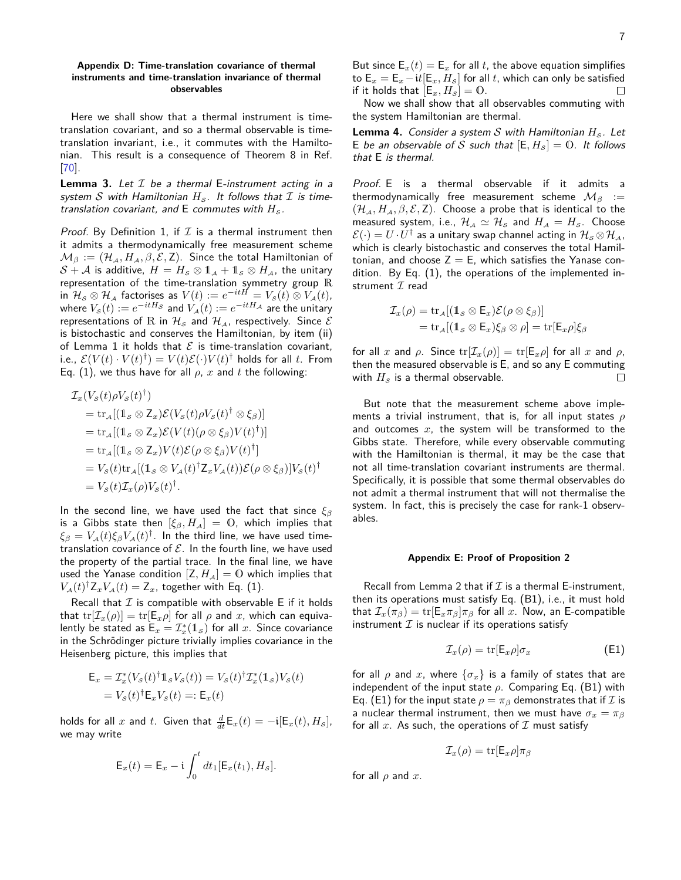### Appendix D: Time-translation covariance of thermal instruments and time-translation invariance of thermal observables

Here we shall show that a thermal instrument is time-translation covariant, and so a thermal observable is time-translation invariant, i.e., it commutes with the Hamiltonian. This result is a consequence of Theorem 8 in Ref. [70].

**Lemma 3.** *Let $\mathcal{I}$ be a thermal* E*-instrument acting in a system $\mathcal{S}$ with Hamiltonian $H_{\mathcal{S}}$. It follows that $\mathcal{I}$ is time-translation covariant, and* E *commutes with $H_{\mathcal{S}}$.*

*Proof.* By Definition 1, if $\mathcal{I}$ is a thermal instrument then it admits a thermodynamically free measurement scheme $\mathcal{M}_\beta := (\mathcal{H}_{\mathcal{A}}, H_{\mathcal{A}}, \beta, \mathcal{E}, \mathsf{Z})$. Since the total Hamiltonian of $\mathcal{S} + \mathcal{A}$ is additive, $H = H_{\mathcal{S}} \otimes \mathbb{1}_{\mathcal{A}} + \mathbb{1}_{\mathcal{S}} \otimes H_{\mathcal{A}}$, the unitary representation of the time-translation symmetry group $\mathbb{R}$ in $\mathcal{H}_{\mathcal{S}} \otimes \mathcal{H}_{\mathcal{A}}$ factorises as $V(t) := e^{-itH} = V_{\mathcal{S}}(t) \otimes V_{\mathcal{A}}(t)$, where $V_{\mathcal{S}}(t) := e^{-itH_{\mathcal{S}}}$ and $V_{\mathcal{A}}(t) := e^{-itH_{\mathcal{A}}}$ are the unitary representations of $\mathbb{R}$ in $\mathcal{H}_{\mathcal{S}}$ and $\mathcal{H}_{\mathcal{A}}$, respectively. Since $\mathcal{E}$ is bistochastic and conserves the Hamiltonian, by item (ii) of Lemma 1 it holds that $\mathcal{E}$ is time-translation covariant, i.e., $\mathcal{E}(V(t) \cdot V(t)^\dagger) = V(t)\mathcal{E}(\cdot)V(t)^\dagger$ holds for all $t$. From Eq. (1), we thus have for all $\rho$, $x$ and $t$ the following:

$$
\begin{aligned}
&\mathcal{I}_x(V_{\mathcal{S}}(t)\rho V_{\mathcal{S}}(t)^\dagger) \\
&= \mathrm{tr}_{\mathcal{A}}[(\mathbb{1}_{\mathcal{S}} \otimes \mathsf{Z}_x)\mathcal{E}(V_{\mathcal{S}}(t)\rho V_{\mathcal{S}}(t)^\dagger \otimes \xi_\beta)] \\
&= \mathrm{tr}_{\mathcal{A}}[(\mathbb{1}_{\mathcal{S}} \otimes \mathsf{Z}_x)\mathcal{E}(V(t)(\rho \otimes \xi_\beta)V(t)^\dagger)] \\
&= \mathrm{tr}_{\mathcal{A}}[(\mathbb{1}_{\mathcal{S}} \otimes \mathsf{Z}_x)V(t)\mathcal{E}(\rho \otimes \xi_\beta)V(t)^\dagger] \\
&= V_{\mathcal{S}}(t)\mathrm{tr}_{\mathcal{A}}[(\mathbb{1}_{\mathcal{S}} \otimes V_{\mathcal{A}}(t)^\dagger \mathsf{Z}_x V_{\mathcal{A}}(t))\mathcal{E}(\rho \otimes \xi_\beta)]V_{\mathcal{S}}(t)^\dagger \\
&= V_{\mathcal{S}}(t)\mathcal{I}_x(\rho)V_{\mathcal{S}}(t)^\dagger.
\end{aligned}
$$

In the second line, we have used the fact that since $\xi_\beta$ is a Gibbs state then $[\xi_\beta, H_{\mathcal{A}}] = \mathbb{O}$, which implies that $\xi_\beta = V_{\mathcal{A}}(t)\xi_\beta V_{\mathcal{A}}(t)^\dagger$. In the third line, we have used time-translation covariance of $\mathcal{E}$. In the fourth line, we have used the property of the partial trace. In the final line, we have used the Yanase condition $[\mathsf{Z}, H_{\mathcal{A}}] = \mathbb{O}$ which implies that $V_{\mathcal{A}}(t)^\dagger \mathsf{Z}_x V_{\mathcal{A}}(t) = \mathsf{Z}_x$, together with Eq. (1).

Recall that $\mathcal{I}$ is compatible with observable E if it holds that $\mathrm{tr}[\mathcal{I}_x(\rho)] = \mathrm{tr}[\mathsf{E}_x\rho]$ for all $\rho$ and $x$, which can equivalently be stated as $\mathsf{E}_x = \mathcal{I}_x^*(\mathbb{1}_{\mathcal{S}})$ for all $x$. Since covariance in the Schrödinger picture trivially implies covariance in the Heisenberg picture, this implies that

$$
\begin{aligned}
\mathsf{E}_x &= \mathcal{I}_x^*(V_{\mathcal{S}}(t)^\dagger \mathbb{1}_{\mathcal{S}} V_{\mathcal{S}}(t)) = V_{\mathcal{S}}(t)^\dagger \mathcal{I}_x^*(\mathbb{1}_{\mathcal{S}})V_{\mathcal{S}}(t) \\
&= V_{\mathcal{S}}(t)^\dagger \mathsf{E}_x V_{\mathcal{S}}(t) =: \mathsf{E}_x(t)
\end{aligned}
$$

holds for all $x$ and $t$. Given that $\frac{d}{dt}\mathsf{E}_x(t) = -\mathrm{i}[\mathsf{E}_x(t), H_{\mathcal{S}}]$, we may write

$$
\mathsf{E}_x(t) = \mathsf{E}_x - \mathrm{i}\int_0^t dt_1[\mathsf{E}_x(t_1), H_{\mathcal{S}}].
$$

But since $\mathsf{E}_x(t) = \mathsf{E}_x$ for all $t$, the above equation simplifies to $\mathsf{E}_x = \mathsf{E}_x - \mathrm{i}t[\mathsf{E}_x, H_{\mathcal{S}}]$ for all $t$, which can only be satisfied if it holds that $[\mathsf{E}_x, H_{\mathcal{S}}] = \mathbb{O}$. □

Now we shall show that all observables commuting with the system Hamiltonian are thermal.

**Lemma 4.** *Consider a system $\mathcal{S}$ with Hamiltonian $H_{\mathcal{S}}$. Let* E *be an observable of $\mathcal{S}$ such that $[\mathsf{E}, H_{\mathcal{S}}] = \mathbb{O}$. It follows that* E *is thermal.*

*Proof.* E is a thermal observable if it admits a thermodynamically free measurement scheme $\mathcal{M}_\beta := (\mathcal{H}_{\mathcal{A}}, H_{\mathcal{A}}, \beta, \mathcal{E}, \mathsf{Z})$. Choose a probe that is identical to the measured system, i.e., $\mathcal{H}_{\mathcal{A}} \simeq \mathcal{H}_{\mathcal{S}}$ and $H_{\mathcal{A}} = H_{\mathcal{S}}$. Choose $\mathcal{E}(\cdot) = U \cdot U^\dagger$ as a unitary swap channel acting in $\mathcal{H}_{\mathcal{S}} \otimes \mathcal{H}_{\mathcal{A}}$, which is clearly bistochastic and conserves the total Hamiltonian, and choose $\mathsf{Z} = \mathsf{E}$, which satisfies the Yanase condition. By Eq. (1), the operations of the implemented instrument $\mathcal{I}$ read

$$
\begin{aligned}
\mathcal{I}_x(\rho) &= \mathrm{tr}_{\mathcal{A}}[(\mathbb{1}_{\mathcal{S}} \otimes \mathsf{E}_x)\mathcal{E}(\rho \otimes \xi_\beta)] \\
&= \mathrm{tr}_{\mathcal{A}}[(\mathbb{1}_{\mathcal{S}} \otimes \mathsf{E}_x)\xi_\beta \otimes \rho] = \mathrm{tr}[\mathsf{E}_x\rho]\xi_\beta
\end{aligned}
$$

for all $x$ and $\rho$. Since $\mathrm{tr}[\mathcal{I}_x(\rho)] = \mathrm{tr}[\mathsf{E}_x\rho]$ for all $x$ and $\rho$, then the measured observable is E, and so any E commuting with $H_{\mathcal{S}}$ is a thermal observable. □

But note that the measurement scheme above implements a trivial instrument, that is, for all input states $\rho$ and outcomes $x$, the system will be transformed to the Gibbs state. Therefore, while every observable commuting with the Hamiltonian is thermal, it may be the case that not all time-translation covariant instruments are thermal. Specifically, it is possible that some thermal observables do not admit a thermal instrument that will not thermalise the system. In fact, this is precisely the case for rank-1 observables.

### Appendix E: Proof of Proposition 2

Recall from Lemma 2 that if $\mathcal{I}$ is a thermal E-instrument, then its operations must satisfy Eq. (B1), i.e., it must hold that $\mathcal{I}_x(\pi_\beta) = \mathrm{tr}[\mathsf{E}_x\pi_\beta]\pi_\beta$ for all $x$. Now, an E-compatible instrument $\mathcal{I}$ is nuclear if its operations satisfy

$$
\mathcal{I}_x(\rho) = \mathrm{tr}[\mathsf{E}_x\rho]\sigma_x \tag{E1}
$$

for all $\rho$ and $x$, where $\{\sigma_x\}$ is a family of states that are independent of the input state $\rho$. Comparing Eq. (B1) with Eq. (E1) for the input state $\rho = \pi_\beta$ demonstrates that if $\mathcal{I}$ is a nuclear thermal instrument, then we must have $\sigma_x = \pi_\beta$ for all $x$. As such, the operations of $\mathcal{I}$ must satisfy

$$
\mathcal{I}_x(\rho) = \mathrm{tr}[\mathsf{E}_x\rho]\pi_\beta
$$

for all $\rho$ and $x$.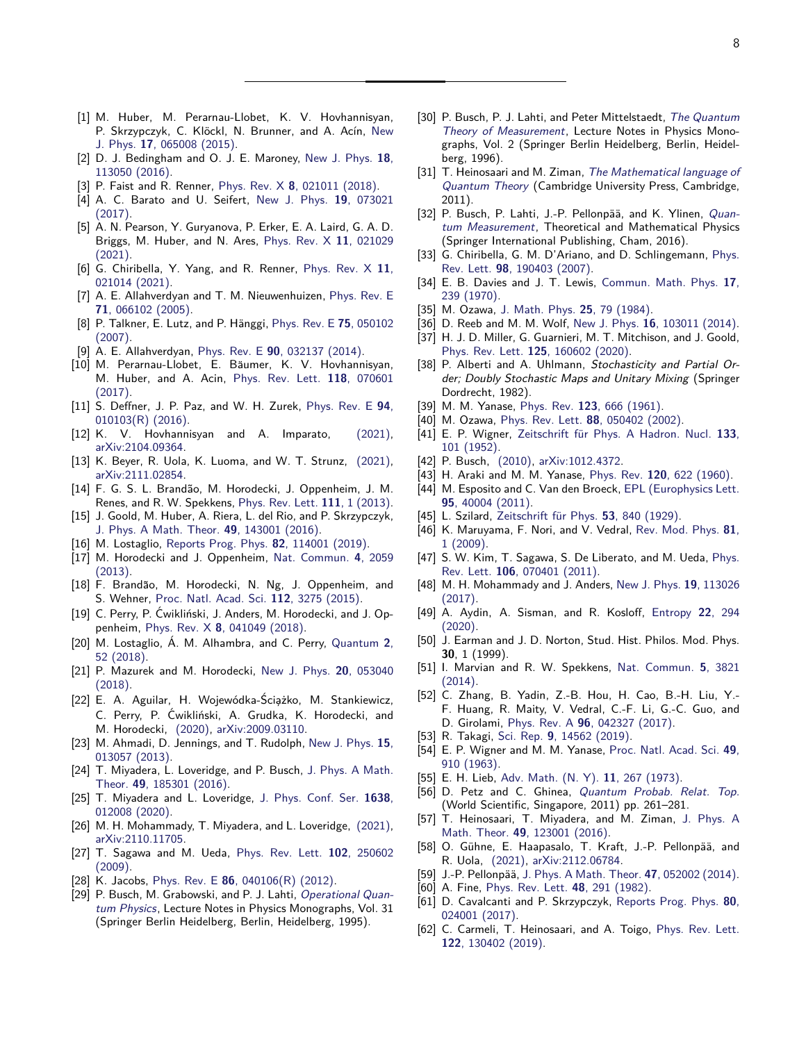[1] M. Huber, M. Perarnau-Llobet, K. V. Hovhannisyan, P. Skrzypczyk, C. Klöckl, N. Brunner, and A. Acín, New J. Phys. **17**, 065008 (2015).

[2] D. J. Bedingham and O. J. E. Maroney, New J. Phys. **18**, 113050 (2016).

[3] P. Faist and R. Renner, Phys. Rev. X **8**, 021011 (2018).

[4] A. C. Barato and U. Seifert, New J. Phys. **19**, 073021 (2017).

[5] A. N. Pearson, Y. Guryanova, P. Erker, E. A. Laird, G. A. D. Briggs, M. Huber, and N. Ares, Phys. Rev. X **11**, 021029 (2021).

[6] G. Chiribella, Y. Yang, and R. Renner, Phys. Rev. X **11**, 021014 (2021).

[7] A. E. Allahverdyan and T. M. Nieuwenhuizen, Phys. Rev. E **71**, 066102 (2005).

[8] P. Talkner, E. Lutz, and P. Hänggi, Phys. Rev. E **75**, 050102 (2007).

[9] A. E. Allahverdyan, Phys. Rev. E **90**, 032137 (2014).

[10] M. Perarnau-Llobet, E. Bäumer, K. V. Hovhannisyan, M. Huber, and A. Acin, Phys. Rev. Lett. **118**, 070601 (2017).

[11] S. Deffner, J. P. Paz, and W. H. Zurek, Phys. Rev. E **94**, 010103(R) (2016).

[12] K. V. Hovhannisyan and A. Imparato, (2021), arXiv:2104.09364.

[13] K. Beyer, R. Uola, K. Luoma, and W. T. Strunz, (2021), arXiv:2111.02854.

[14] F. G. S. L. Brandão, M. Horodecki, J. Oppenheim, J. M. Renes, and R. W. Spekkens, Phys. Rev. Lett. **111**, 1 (2013).

[15] J. Goold, M. Huber, A. Riera, L. del Rio, and P. Skrzypczyk, J. Phys. A Math. Theor. **49**, 143001 (2016).

[16] M. Lostaglio, Reports Prog. Phys. **82**, 114001 (2019).

[17] M. Horodecki and J. Oppenheim, Nat. Commun. **4**, 2059 (2013).

[18] F. Brandão, M. Horodecki, N. Ng, J. Oppenheim, and S. Wehner, Proc. Natl. Acad. Sci. **112**, 3275 (2015).

[19] C. Perry, P. Ćwikliński, J. Anders, M. Horodecki, and J. Oppenheim, Phys. Rev. X **8**, 041049 (2018).

[20] M. Lostaglio, Á. M. Alhambra, and C. Perry, Quantum **2**, 52 (2018).

[21] P. Mazurek and M. Horodecki, New J. Phys. **20**, 053040 (2018).

[22] E. A. Aguilar, H. Wojewódka-Ściążko, M. Stankiewicz, C. Perry, P. Ćwikliński, A. Grudka, K. Horodecki, and M. Horodecki, (2020), arXiv:2009.03110.

[23] M. Ahmadi, D. Jennings, and T. Rudolph, New J. Phys. **15**, 013057 (2013).

[24] T. Miyadera, L. Loveridge, and P. Busch, J. Phys. A Math. Theor. **49**, 185301 (2016).

[25] T. Miyadera and L. Loveridge, J. Phys. Conf. Ser. **1638**, 012008 (2020).

[26] M. H. Mohammady, T. Miyadera, and L. Loveridge, (2021), arXiv:2110.11705.

[27] T. Sagawa and M. Ueda, Phys. Rev. Lett. **102**, 250602 (2009).

[28] K. Jacobs, Phys. Rev. E **86**, 040106(R) (2012).

[29] P. Busch, M. Grabowski, and P. J. Lahti, *Operational Quantum Physics*, Lecture Notes in Physics Monographs, Vol. 31 (Springer Berlin Heidelberg, Berlin, Heidelberg, 1995).

[30] P. Busch, P. J. Lahti, and Peter Mittelstaedt, *The Quantum Theory of Measurement*, Lecture Notes in Physics Monographs, Vol. 2 (Springer Berlin Heidelberg, Berlin, Heidelberg, 1996).

[31] T. Heinosaari and M. Ziman, *The Mathematical language of Quantum Theory* (Cambridge University Press, Cambridge, 2011).

[32] P. Busch, P. Lahti, J.-P. Pellonpää, and K. Ylinen, *Quantum Measurement*, Theoretical and Mathematical Physics (Springer International Publishing, Cham, 2016).

[33] G. Chiribella, G. M. D'Ariano, and D. Schlingemann, Phys. Rev. Lett. **98**, 190403 (2007).

[34] E. B. Davies and J. T. Lewis, Commun. Math. Phys. **17**, 239 (1970).

[35] M. Ozawa, J. Math. Phys. **25**, 79 (1984).

[36] D. Reeb and M. M. Wolf, New J. Phys. **16**, 103011 (2014).

[37] H. J. D. Miller, G. Guarnieri, M. T. Mitchison, and J. Goold, Phys. Rev. Lett. **125**, 160602 (2020).

[38] P. Alberti and A. Uhlmann, *Stochasticity and Partial Order; Doubly Stochastic Maps and Unitary Mixing* (Springer Dordrecht, 1982).

[39] M. M. Yanase, Phys. Rev. **123**, 666 (1961).

[40] M. Ozawa, Phys. Rev. Lett. **88**, 050402 (2002).

[41] E. P. Wigner, Zeitschrift für Phys. A Hadron. Nucl. **133**, 101 (1952).

[42] P. Busch, (2010), arXiv:1012.4372.

[43] H. Araki and M. M. Yanase, Phys. Rev. **120**, 622 (1960).

[44] M. Esposito and C. Van den Broeck, EPL (Europhysics Lett. **95**, 40004 (2011).

[45] L. Szilard, Zeitschrift für Phys. **53**, 840 (1929).

[46] K. Maruyama, F. Nori, and V. Vedral, Rev. Mod. Phys. **81**, 1 (2009).

[47] S. W. Kim, T. Sagawa, S. De Liberato, and M. Ueda, Phys. Rev. Lett. **106**, 070401 (2011).

[48] M. H. Mohammady and J. Anders, New J. Phys. **19**, 113026 (2017).

[49] A. Aydin, A. Sisman, and R. Kosloff, Entropy **22**, 294 (2020).

[50] J. Earman and J. D. Norton, Stud. Hist. Philos. Mod. Phys. **30**, 1 (1999).

[51] I. Marvian and R. W. Spekkens, Nat. Commun. **5**, 3821 (2014).

[52] C. Zhang, B. Yadin, Z.-B. Hou, H. Cao, B.-H. Liu, Y.-F. Huang, R. Maity, V. Vedral, C.-F. Li, G.-C. Guo, and D. Girolami, Phys. Rev. A **96**, 042327 (2017).

[53] R. Takagi, Sci. Rep. **9**, 14562 (2019).

[54] E. P. Wigner and M. M. Yanase, Proc. Natl. Acad. Sci. **49**, 910 (1963).

[55] E. H. Lieb, Adv. Math. (N. Y). **11**, 267 (1973).

[56] D. Petz and C. Ghinea, *Quantum Probab. Relat. Top.* (World Scientific, Singapore, 2011) pp. 261–281.

[57] T. Heinosaari, T. Miyadera, and M. Ziman, J. Phys. A Math. Theor. **49**, 123001 (2016).

[58] O. Gühne, E. Haapasalo, T. Kraft, J.-P. Pellonpää, and R. Uola, (2021), arXiv:2112.06784.

[59] J.-P. Pellonpää, J. Phys. A Math. Theor. **47**, 052002 (2014).

[60] A. Fine, Phys. Rev. Lett. **48**, 291 (1982).

[61] D. Cavalcanti and P. Skrzypczyk, Reports Prog. Phys. **80**, 024001 (2017).

[62] C. Carmeli, T. Heinosaari, and A. Toigo, Phys. Rev. Lett. **122**, 130402 (2019).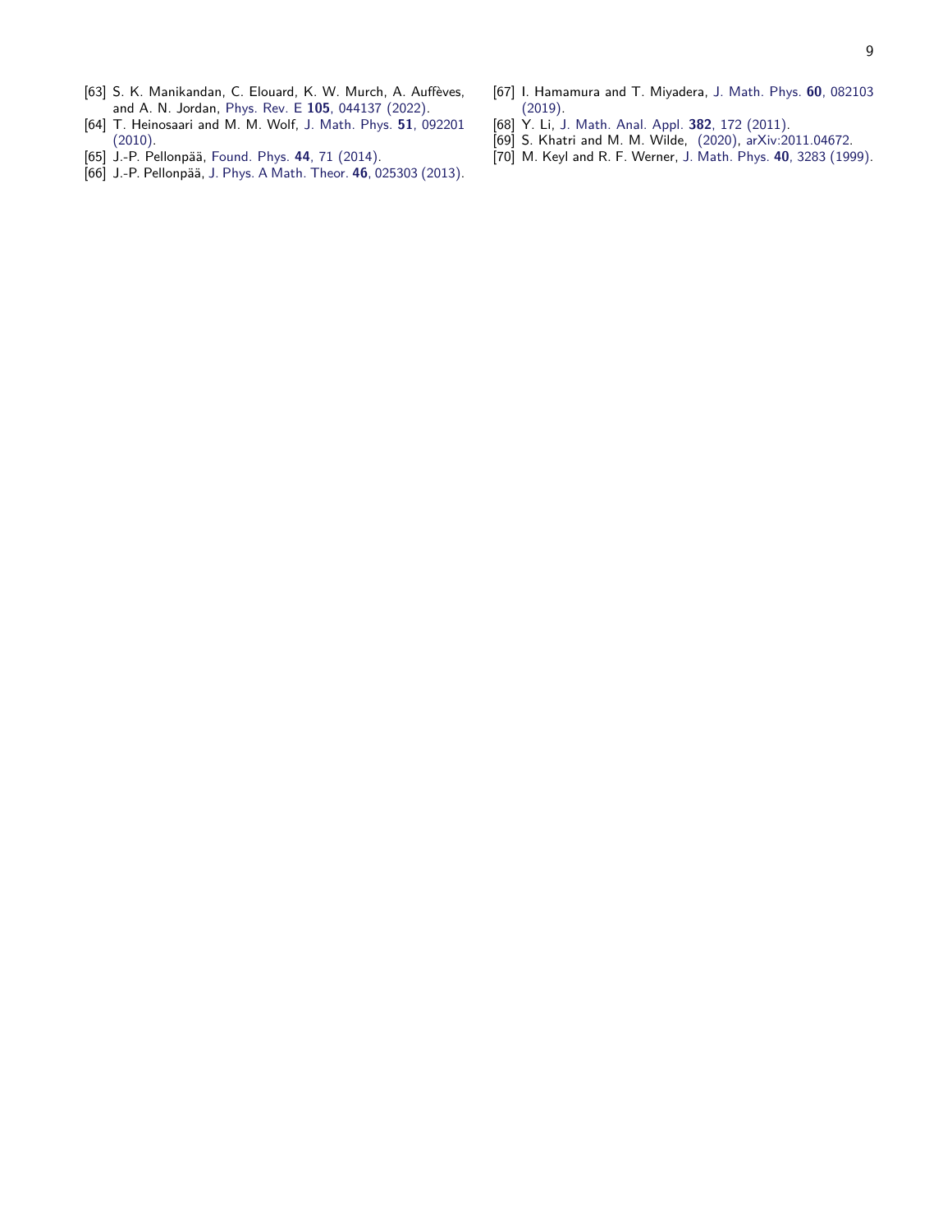[63] S. K. Manikandan, C. Elouard, K. W. Murch, A. Auffèves, and A. N. Jordan, Phys. Rev. E **105**, 044137 (2022).

[64] T. Heinosaari and M. M. Wolf, J. Math. Phys. **51**, 092201 (2010).

[65] J.-P. Pellonpää, Found. Phys. **44**, 71 (2014).

[66] J.-P. Pellonpää, J. Phys. A Math. Theor. **46**, 025303 (2013).

[67] I. Hamamura and T. Miyadera, J. Math. Phys. **60**, 082103 (2019).

[68] Y. Li, J. Math. Anal. Appl. **382**, 172 (2011).

[69] S. Khatri and M. M. Wilde, (2020), arXiv:2011.04672.

[70] M. Keyl and R. F. Werner, J. Math. Phys. **40**, 3283 (1999).